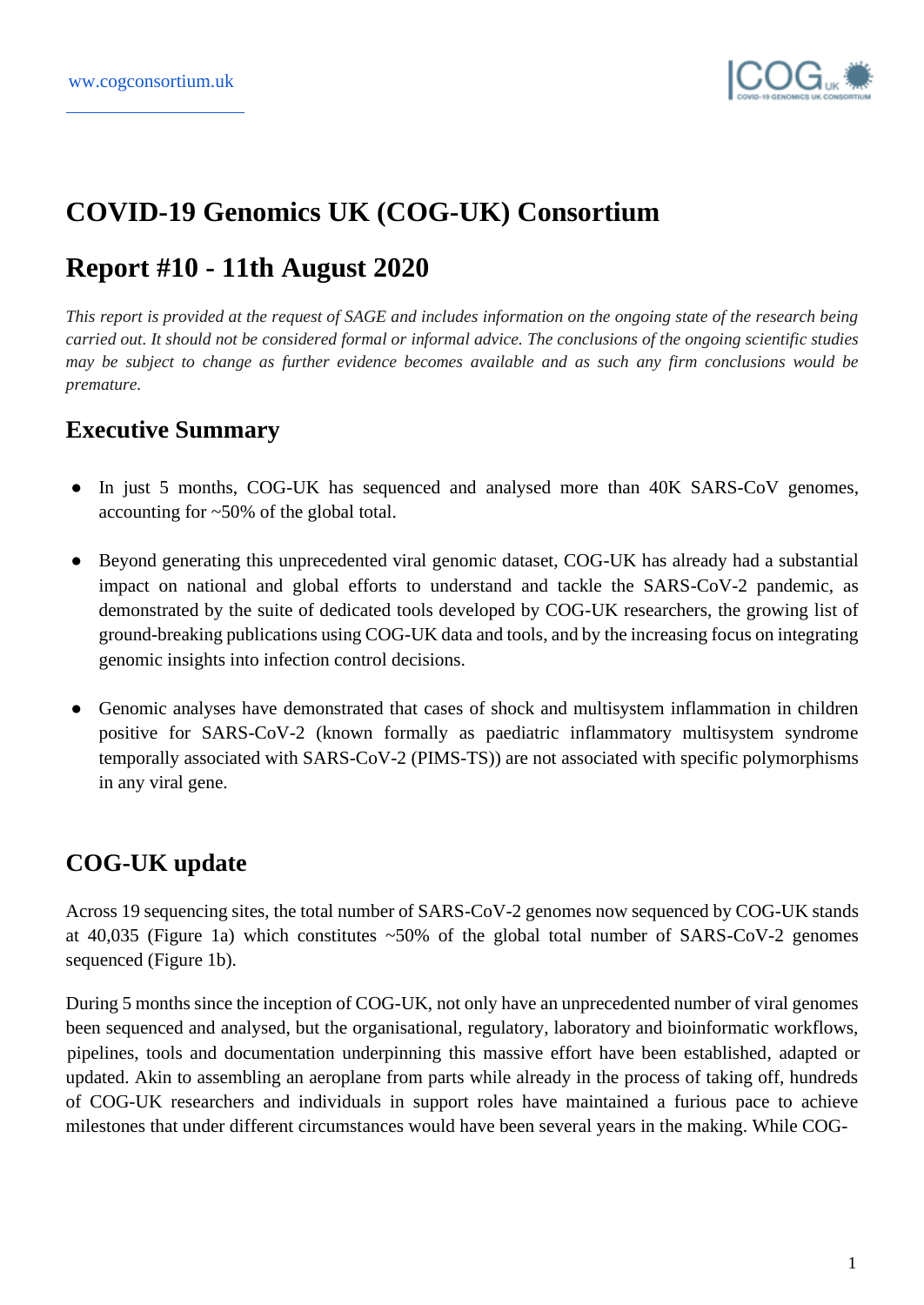# COVID-19 Genomics UK (COG-UK) Consortium

# Report #10 - 11th August 2020

*This report is provided at the request of SAGE and includes information on the ongoing state of the research being carried out. It should not be considered formal or informal advice. The conclusions of the ongoing scientific studies may be subject to change as further evidence becomes available and as such any firm conclusions would be premature.*

## Executive Summary

- In just 5 months, COG-UK has sequenced and analysed more than 40K SARS-CoV genomes, accounting for ~50% of the global total.
- Beyond generating this unprecedented viral genomic dataset, COG-UK has already had a substantial impact on national and global efforts to understand and tackle the SARS-CoV-2 pandemic, as demonstrated by the suite of dedicated tools developed by COG-UK researchers, the growing list of ground-breaking publications using COG-UK data and tools, and by the increasing focus on integrating genomic insights into infection control decisions.
- Genomic analyses have demonstrated that cases of shock and multisystem inflammation in children positive for SARS-CoV-2 (known formally as paediatric inflammatory multisystem syndrome temporally associated with SARS-CoV-2 (PIMS-TS)) are not associated with specific polymorphisms in any viral gene.

## COG-UK update

Across 19 sequencing sites, the total number of SARS-CoV-2 genomes now sequenced by COG-UK stands at 40,035 (Figure 1a) which constitutes ~50% of the global total number of SARS-CoV-2 genomes sequenced (Figure 1b).

During 5 months since the inception of COG-UK, not only have an unprecedented number of viral genomes been sequenced and analysed, but the organisational, regulatory, laboratory and bioinformatic workflows, pipelines, tools and documentation underpinning this massive effort have been established, adapted or updated. Akin to assembling an aeroplane from parts while already in the process of taking off, hundreds of COG-UK researchers and individuals in support roles have maintained a furious pace to achieve milestones that under different circumstances would have been several years in the making. While COG-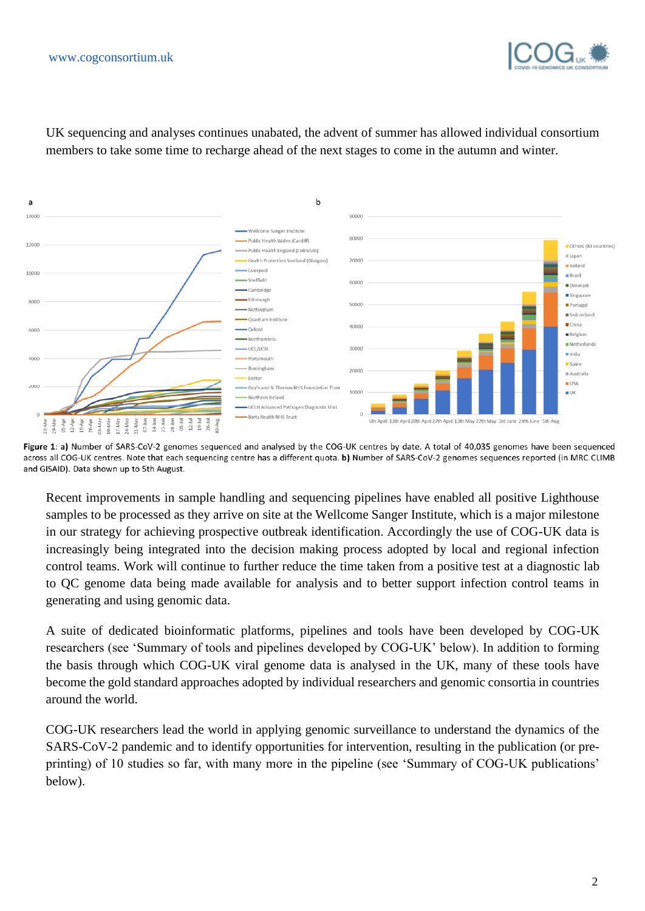UK sequencing and analyses continues unabated, the advent of summer has allowed individual consortium members to take some time to recharge ahead of the next stages to come in the autumn and winter.

**Figure 1**: **a)** Number of SARS-CoV-2 genomes sequenced and analysed by the COG-UK centres by date. A total of 40,035 genomes have been sequenced across all COG-UK centres. Note that each sequencing centre has a different quota. **b)** Number of SARS-CoV-2 genomes sequences reported (in MRC CLIMB and GISAID). Data shown up to 5th August.

Recent improvements in sample handling and sequencing pipelines have enabled all positive Lighthouse samples to be processed as they arrive on site at the Wellcome Sanger Institute, which is a major milestone in our strategy for achieving prospective outbreak identification. Accordingly the use of COG-UK data is increasingly being integrated into the decision making process adopted by local and regional infection control teams. Work will continue to further reduce the time taken from a positive test at a diagnostic lab to QC genome data being made available for analysis and to better support infection control teams in generating and using genomic data.

A suite of dedicated bioinformatic platforms, pipelines and tools have been developed by COG-UK researchers (see 'Summary of tools and pipelines developed by COG-UK' below). In addition to forming the basis through which COG-UK viral genome data is analysed in the UK, many of these tools have become the gold standard approaches adopted by individual researchers and genomic consortia in countries around the world.

COG-UK researchers lead the world in applying genomic surveillance to understand the dynamics of the SARS-CoV-2 pandemic and to identify opportunities for intervention, resulting in the publication (or pre-printing) of 10 studies so far, with many more in the pipeline (see 'Summary of COG-UK publications' below).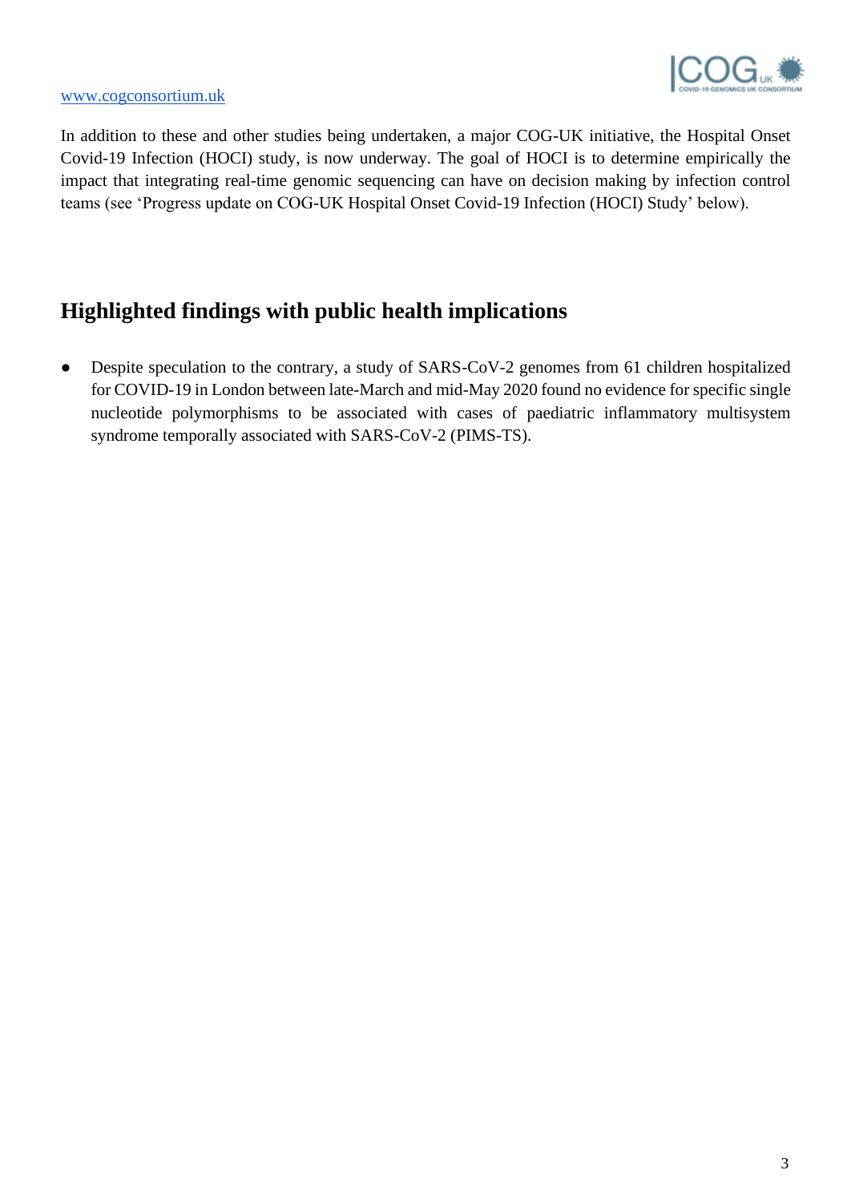In addition to these and other studies being undertaken, a major COG-UK initiative, the Hospital Onset Covid-19 Infection (HOCI) study, is now underway. The goal of HOCI is to determine empirically the impact that integrating real-time genomic sequencing can have on decision making by infection control teams (see 'Progress update on COG-UK Hospital Onset Covid-19 Infection (HOCI) Study' below).

## Highlighted findings with public health implications

- Despite speculation to the contrary, a study of SARS-CoV-2 genomes from 61 children hospitalized for COVID-19 in London between late-March and mid-May 2020 found no evidence for specific single nucleotide polymorphisms to be associated with cases of paediatric inflammatory multisystem syndrome temporally associated with SARS-CoV-2 (PIMS-TS).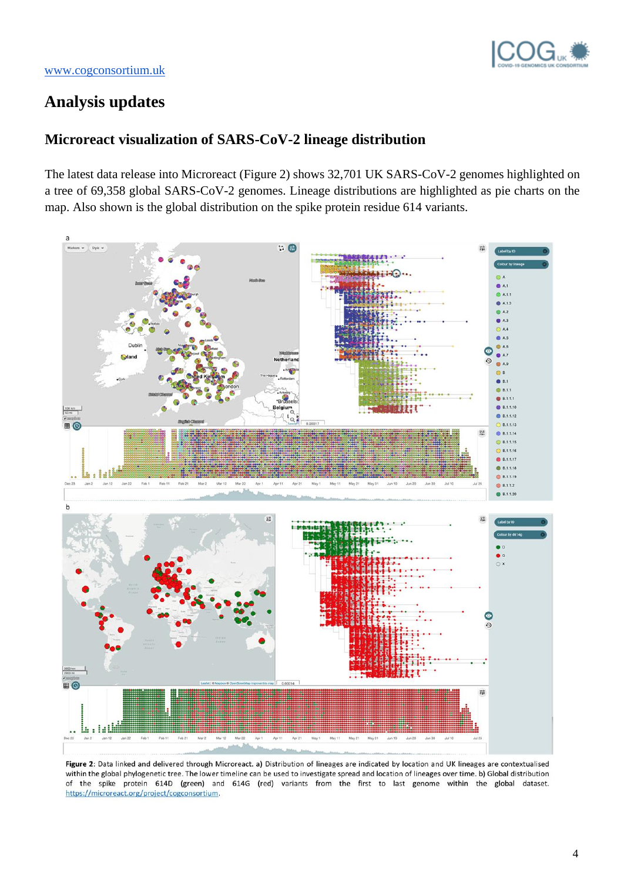www.cogconsortium.uk

# Analysis updates

## Microreact visualization of SARS-CoV-2 lineage distribution

The latest data release into Microreact (Figure 2) shows 32,701 UK SARS-CoV-2 genomes highlighted on a tree of 69,358 global SARS-CoV-2 genomes. Lineage distributions are highlighted as pie charts on the map. Also shown is the global distribution on the spike protein residue 614 variants.

**Figure 2**: Data linked and delivered through Microreact. a) Distribution of lineages are indicated by location and UK lineages are contextualised within the global phylogenetic tree. The lower timeline can be used to investigate spread and location of lineages over time. b) Global distribution of the spike protein 614D (green) and 614G (red) variants from the first to last genome within the global dataset. https://microreact.org/project/cogconsortium.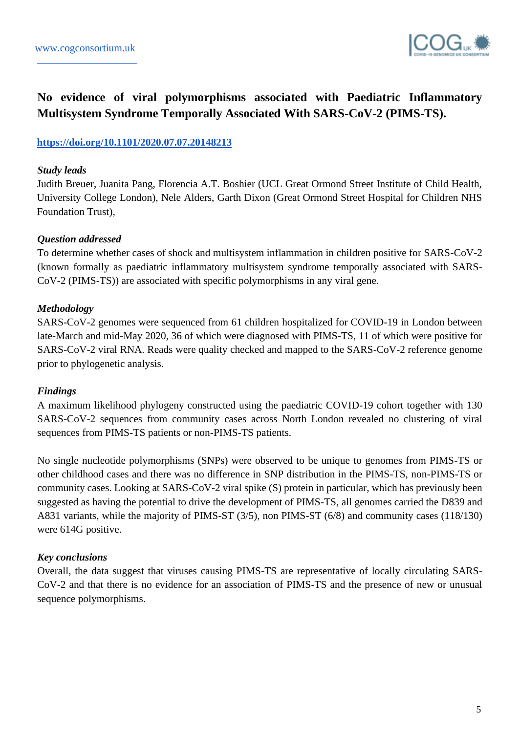## No evidence of viral polymorphisms associated with Paediatric Inflammatory Multisystem Syndrome Temporally Associated With SARS-CoV-2 (PIMS-TS).

**https://doi.org/10.1101/2020.07.07.20148213**

***Study leads***

Judith Breuer, Juanita Pang, Florencia A.T. Boshier (UCL Great Ormond Street Institute of Child Health, University College London), Nele Alders, Garth Dixon (Great Ormond Street Hospital for Children NHS Foundation Trust),

***Question addressed***

To determine whether cases of shock and multisystem inflammation in children positive for SARS-CoV-2 (known formally as paediatric inflammatory multisystem syndrome temporally associated with SARS-CoV-2 (PIMS-TS)) are associated with specific polymorphisms in any viral gene.

***Methodology***

SARS-CoV-2 genomes were sequenced from 61 children hospitalized for COVID-19 in London between late-March and mid-May 2020, 36 of which were diagnosed with PIMS-TS, 11 of which were positive for SARS-CoV-2 viral RNA. Reads were quality checked and mapped to the SARS-CoV-2 reference genome prior to phylogenetic analysis.

***Findings***

A maximum likelihood phylogeny constructed using the paediatric COVID-19 cohort together with 130 SARS-CoV-2 sequences from community cases across North London revealed no clustering of viral sequences from PIMS-TS patients or non-PIMS-TS patients.

No single nucleotide polymorphisms (SNPs) were observed to be unique to genomes from PIMS-TS or other childhood cases and there was no difference in SNP distribution in the PIMS-TS, non-PIMS-TS or community cases. Looking at SARS-CoV-2 viral spike (S) protein in particular, which has previously been suggested as having the potential to drive the development of PIMS-TS, all genomes carried the D839 and A831 variants, while the majority of PIMS-ST (3/5), non PIMS-ST (6/8) and community cases (118/130) were 614G positive.

***Key conclusions***

Overall, the data suggest that viruses causing PIMS-TS are representative of locally circulating SARS-CoV-2 and that there is no evidence for an association of PIMS-TS and the presence of new or unusual sequence polymorphisms.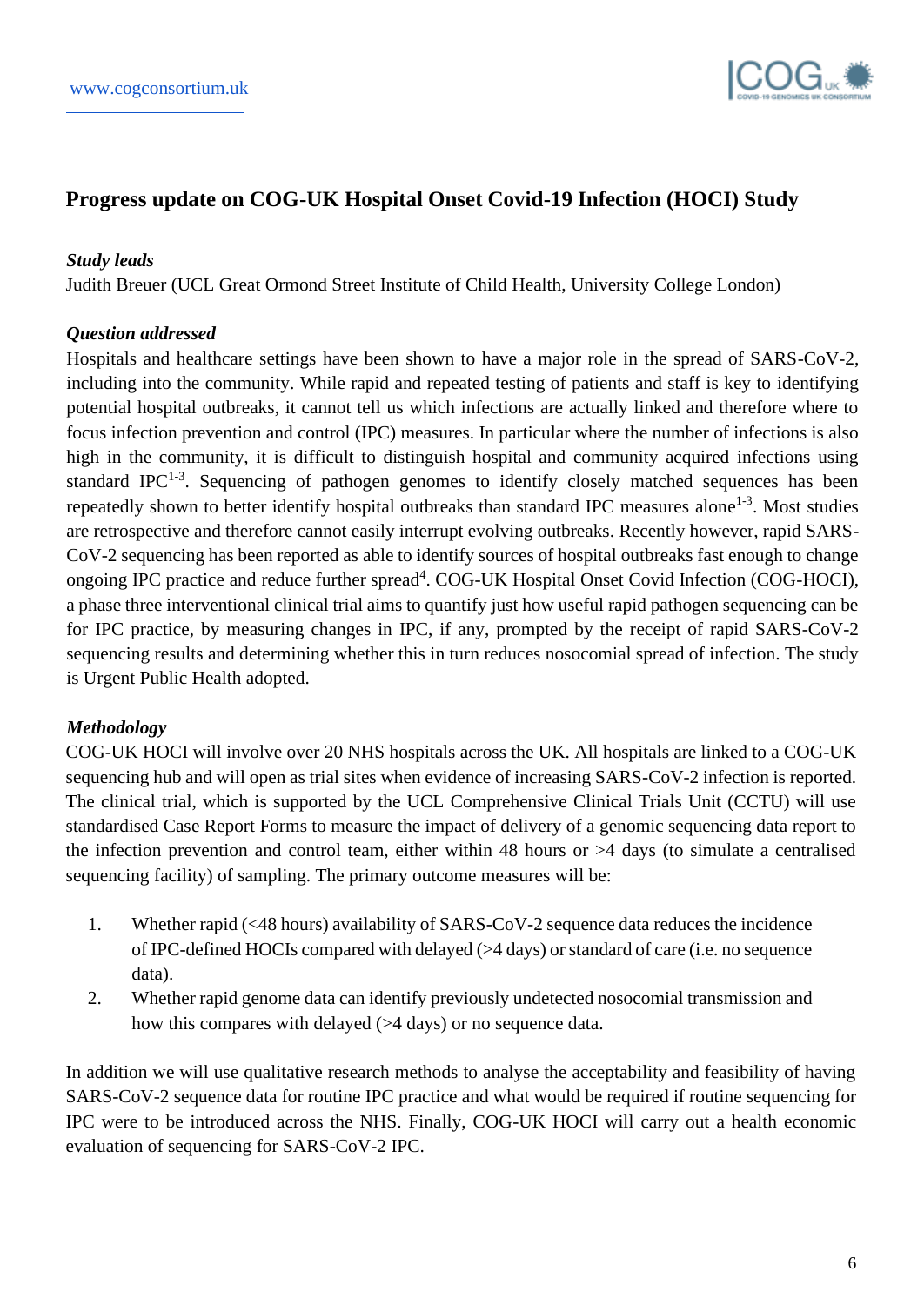## Progress update on COG-UK Hospital Onset Covid-19 Infection (HOCI) Study

***Study leads***

Judith Breuer (UCL Great Ormond Street Institute of Child Health, University College London)

***Question addressed***

Hospitals and healthcare settings have been shown to have a major role in the spread of SARS-CoV-2, including into the community. While rapid and repeated testing of patients and staff is key to identifying potential hospital outbreaks, it cannot tell us which infections are actually linked and therefore where to focus infection prevention and control (IPC) measures. In particular where the number of infections is also high in the community, it is difficult to distinguish hospital and community acquired infections using standard IPC[1-3]. Sequencing of pathogen genomes to identify closely matched sequences has been repeatedly shown to better identify hospital outbreaks than standard IPC measures alone[1-3]. Most studies are retrospective and therefore cannot easily interrupt evolving outbreaks. Recently however, rapid SARS-CoV-2 sequencing has been reported as able to identify sources of hospital outbreaks fast enough to change ongoing IPC practice and reduce further spread[4]. COG-UK Hospital Onset Covid Infection (COG-HOCI), a phase three interventional clinical trial aims to quantify just how useful rapid pathogen sequencing can be for IPC practice, by measuring changes in IPC, if any, prompted by the receipt of rapid SARS-CoV-2 sequencing results and determining whether this in turn reduces nosocomial spread of infection. The study is Urgent Public Health adopted.

***Methodology***

COG-UK HOCI will involve over 20 NHS hospitals across the UK. All hospitals are linked to a COG-UK sequencing hub and will open as trial sites when evidence of increasing SARS-CoV-2 infection is reported. The clinical trial, which is supported by the UCL Comprehensive Clinical Trials Unit (CCTU) will use standardised Case Report Forms to measure the impact of delivery of a genomic sequencing data report to the infection prevention and control team, either within 48 hours or >4 days (to simulate a centralised sequencing facility) of sampling. The primary outcome measures will be:

1. Whether rapid (<48 hours) availability of SARS-CoV-2 sequence data reduces the incidence of IPC-defined HOCIs compared with delayed (>4 days) or standard of care (i.e. no sequence data).
2. Whether rapid genome data can identify previously undetected nosocomial transmission and how this compares with delayed (>4 days) or no sequence data.

In addition we will use qualitative research methods to analyse the acceptability and feasibility of having SARS-CoV-2 sequence data for routine IPC practice and what would be required if routine sequencing for IPC were to be introduced across the NHS. Finally, COG-UK HOCI will carry out a health economic evaluation of sequencing for SARS-CoV-2 IPC.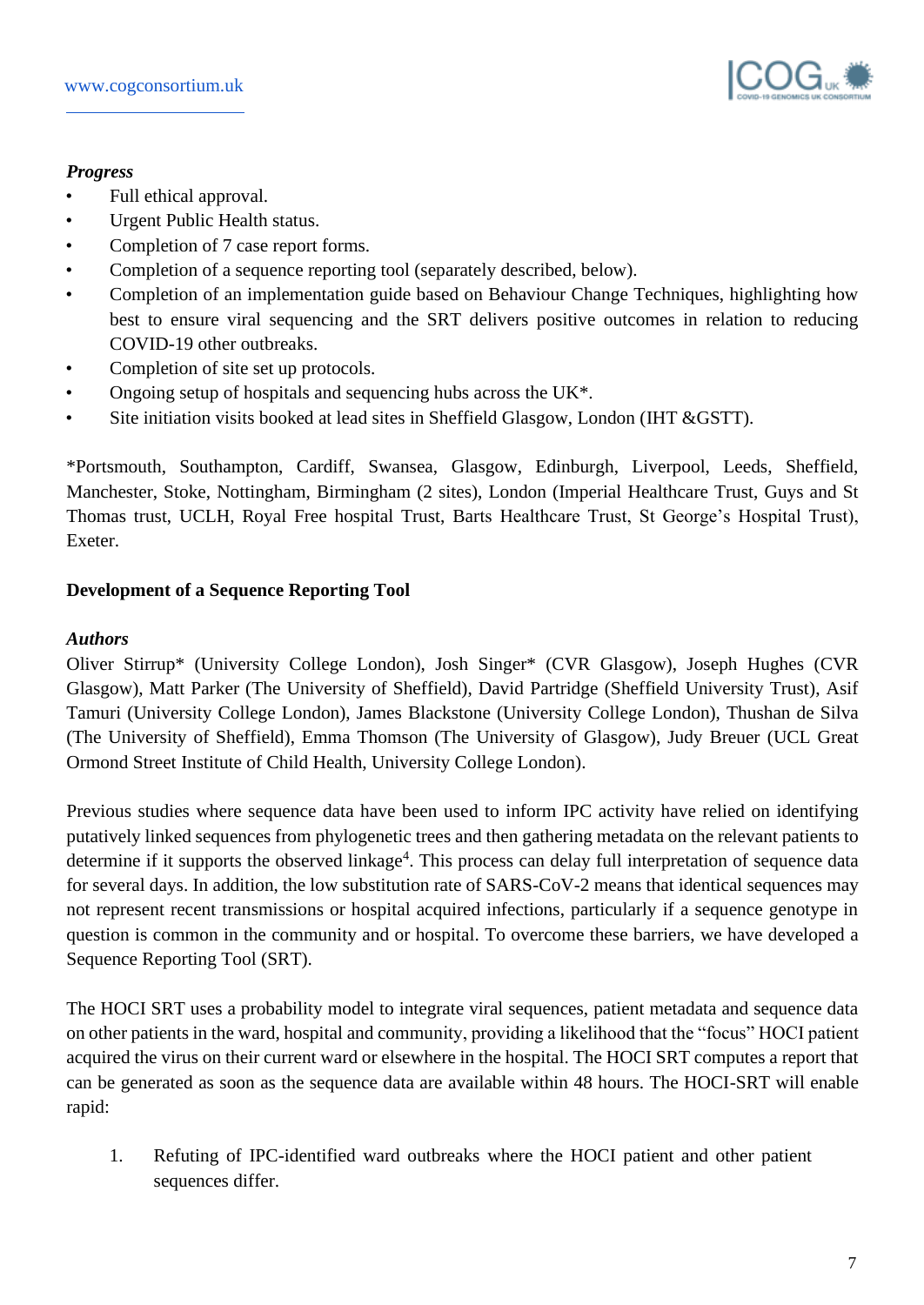*Progress*

- Full ethical approval.
- Urgent Public Health status.
- Completion of 7 case report forms.
- Completion of a sequence reporting tool (separately described, below).
- Completion of an implementation guide based on Behaviour Change Techniques, highlighting how best to ensure viral sequencing and the SRT delivers positive outcomes in relation to reducing COVID-19 other outbreaks.
- Completion of site set up protocols.
- Ongoing setup of hospitals and sequencing hubs across the UK*.
- Site initiation visits booked at lead sites in Sheffield Glasgow, London (IHT &GSTT).

*Portsmouth, Southampton, Cardiff, Swansea, Glasgow, Edinburgh, Liverpool, Leeds, Sheffield, Manchester, Stoke, Nottingham, Birmingham (2 sites), London (Imperial Healthcare Trust, Guys and St Thomas trust, UCLH, Royal Free hospital Trust, Barts Healthcare Trust, St George's Hospital Trust), Exeter.

**Development of a Sequence Reporting Tool**

***Authors***

Oliver Stirrup* (University College London), Josh Singer* (CVR Glasgow), Joseph Hughes (CVR Glasgow), Matt Parker (The University of Sheffield), David Partridge (Sheffield University Trust), Asif Tamuri (University College London), James Blackstone (University College London), Thushan de Silva (The University of Sheffield), Emma Thomson (The University of Glasgow), Judy Breuer (UCL Great Ormond Street Institute of Child Health, University College London).

Previous studies where sequence data have been used to inform IPC activity have relied on identifying putatively linked sequences from phylogenetic trees and then gathering metadata on the relevant patients to determine if it supports the observed linkage[4]. This process can delay full interpretation of sequence data for several days. In addition, the low substitution rate of SARS-CoV-2 means that identical sequences may not represent recent transmissions or hospital acquired infections, particularly if a sequence genotype in question is common in the community and or hospital. To overcome these barriers, we have developed a Sequence Reporting Tool (SRT).

The HOCI SRT uses a probability model to integrate viral sequences, patient metadata and sequence data on other patients in the ward, hospital and community, providing a likelihood that the "focus" HOCI patient acquired the virus on their current ward or elsewhere in the hospital. The HOCI SRT computes a report that can be generated as soon as the sequence data are available within 48 hours. The HOCI-SRT will enable rapid:

1. Refuting of IPC-identified ward outbreaks where the HOCI patient and other patient sequences differ.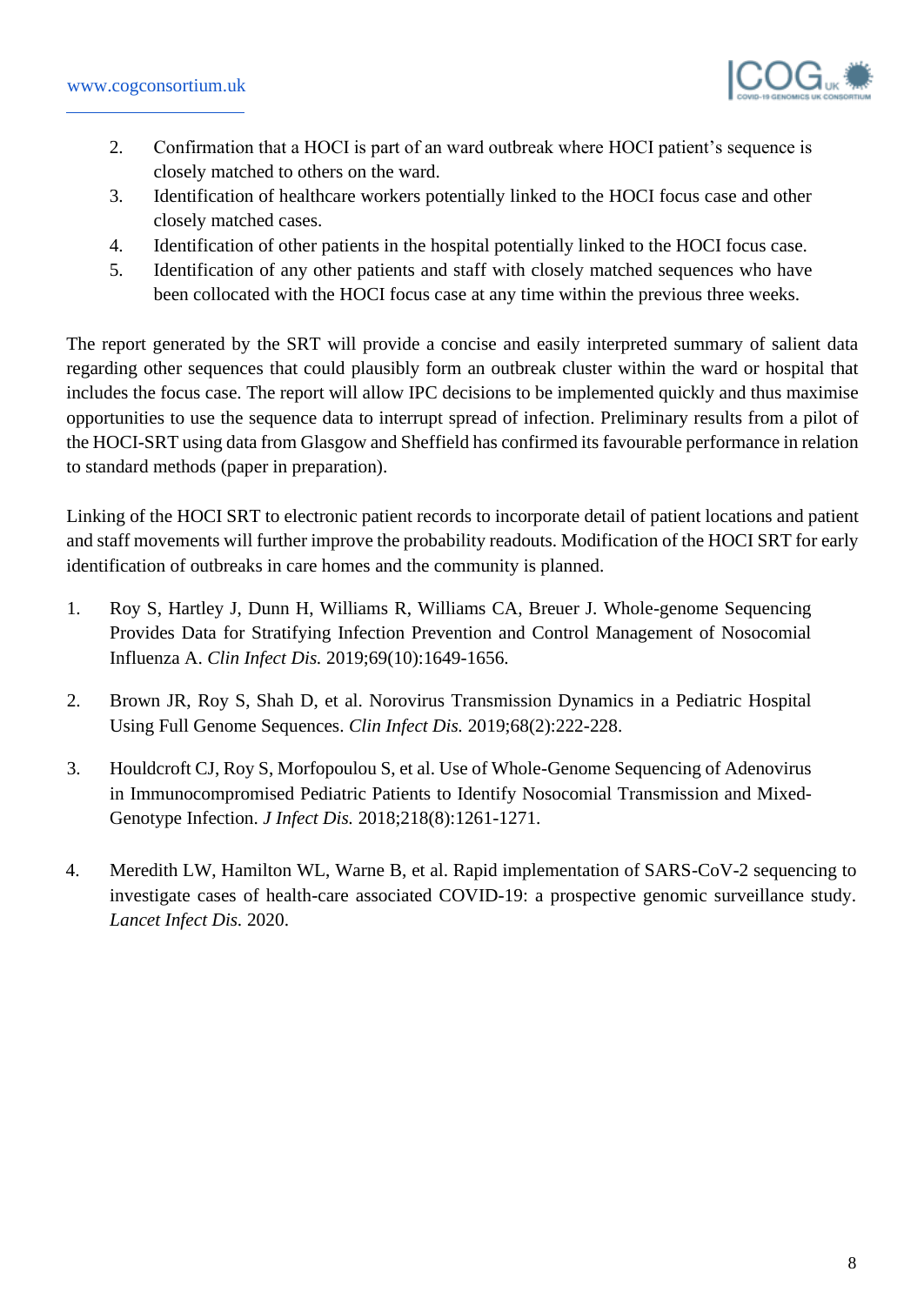2. Confirmation that a HOCI is part of an ward outbreak where HOCI patient's sequence is closely matched to others on the ward.
3. Identification of healthcare workers potentially linked to the HOCI focus case and other closely matched cases.
4. Identification of other patients in the hospital potentially linked to the HOCI focus case.
5. Identification of any other patients and staff with closely matched sequences who have been collocated with the HOCI focus case at any time within the previous three weeks.

The report generated by the SRT will provide a concise and easily interpreted summary of salient data regarding other sequences that could plausibly form an outbreak cluster within the ward or hospital that includes the focus case. The report will allow IPC decisions to be implemented quickly and thus maximise opportunities to use the sequence data to interrupt spread of infection. Preliminary results from a pilot of the HOCI-SRT using data from Glasgow and Sheffield has confirmed its favourable performance in relation to standard methods (paper in preparation).

Linking of the HOCI SRT to electronic patient records to incorporate detail of patient locations and patient and staff movements will further improve the probability readouts. Modification of the HOCI SRT for early identification of outbreaks in care homes and the community is planned.

1. Roy S, Hartley J, Dunn H, Williams R, Williams CA, Breuer J. Whole-genome Sequencing Provides Data for Stratifying Infection Prevention and Control Management of Nosocomial Influenza A. *Clin Infect Dis.* 2019;69(10):1649-1656.

2. Brown JR, Roy S, Shah D, et al. Norovirus Transmission Dynamics in a Pediatric Hospital Using Full Genome Sequences. *Clin Infect Dis.* 2019;68(2):222-228.

3. Houldcroft CJ, Roy S, Morfopoulou S, et al. Use of Whole-Genome Sequencing of Adenovirus in Immunocompromised Pediatric Patients to Identify Nosocomial Transmission and Mixed-Genotype Infection. *J Infect Dis.* 2018;218(8):1261-1271.

4. Meredith LW, Hamilton WL, Warne B, et al. Rapid implementation of SARS-CoV-2 sequencing to investigate cases of health-care associated COVID-19: a prospective genomic surveillance study. *Lancet Infect Dis.* 2020.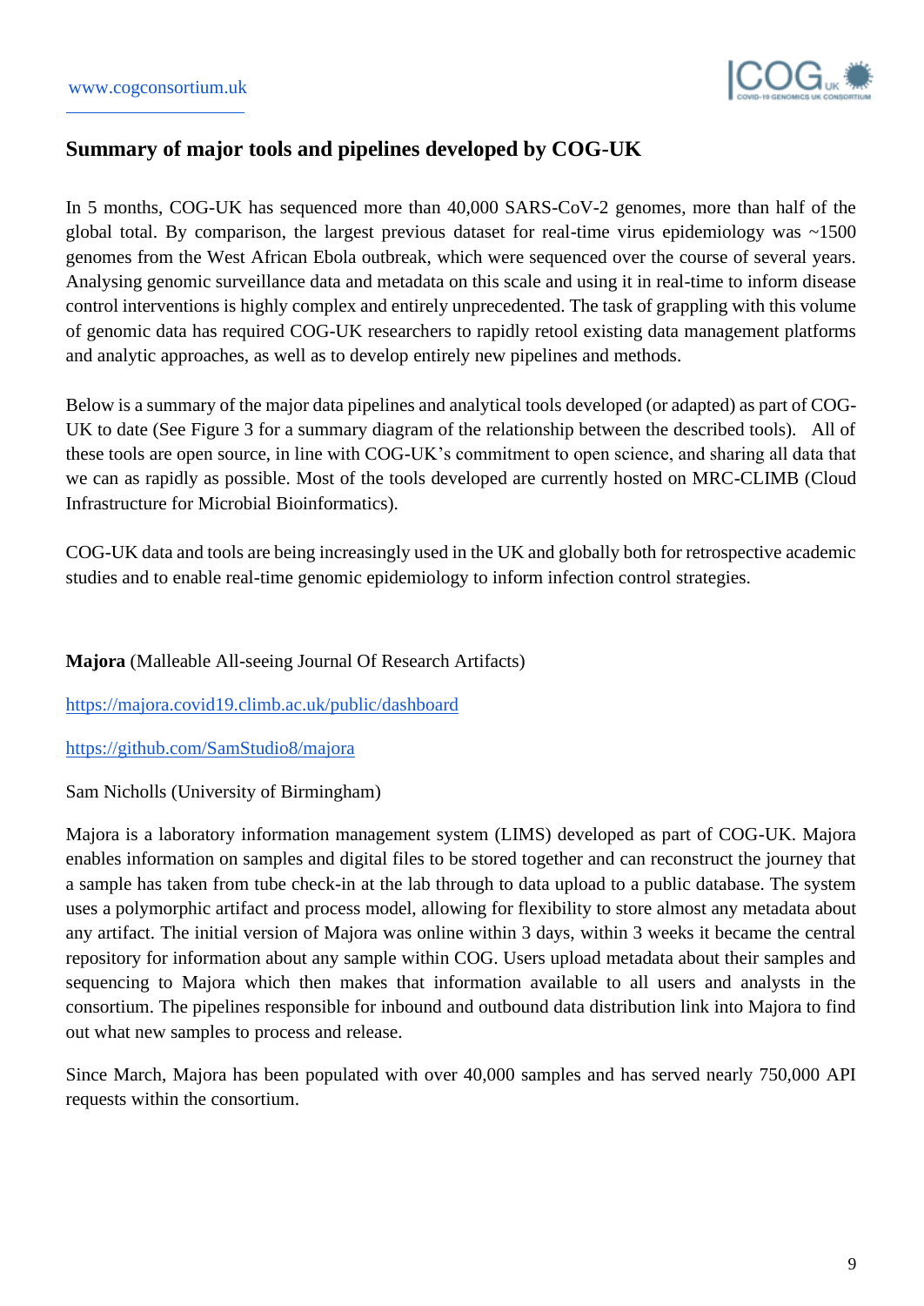## Summary of major tools and pipelines developed by COG-UK

In 5 months, COG-UK has sequenced more than 40,000 SARS-CoV-2 genomes, more than half of the global total. By comparison, the largest previous dataset for real-time virus epidemiology was ~1500 genomes from the West African Ebola outbreak, which were sequenced over the course of several years. Analysing genomic surveillance data and metadata on this scale and using it in real-time to inform disease control interventions is highly complex and entirely unprecedented. The task of grappling with this volume of genomic data has required COG-UK researchers to rapidly retool existing data management platforms and analytic approaches, as well as to develop entirely new pipelines and methods.

Below is a summary of the major data pipelines and analytical tools developed (or adapted) as part of COG-UK to date (See Figure 3 for a summary diagram of the relationship between the described tools). All of these tools are open source, in line with COG-UK's commitment to open science, and sharing all data that we can as rapidly as possible. Most of the tools developed are currently hosted on MRC-CLIMB (Cloud Infrastructure for Microbial Bioinformatics).

COG-UK data and tools are being increasingly used in the UK and globally both for retrospective academic studies and to enable real-time genomic epidemiology to inform infection control strategies.

**Majora** (Malleable All-seeing Journal Of Research Artifacts)

https://majora.covid19.climb.ac.uk/public/dashboard

https://github.com/SamStudio8/majora

Sam Nicholls (University of Birmingham)

Majora is a laboratory information management system (LIMS) developed as part of COG-UK. Majora enables information on samples and digital files to be stored together and can reconstruct the journey that a sample has taken from tube check-in at the lab through to data upload to a public database. The system uses a polymorphic artifact and process model, allowing for flexibility to store almost any metadata about any artifact. The initial version of Majora was online within 3 days, within 3 weeks it became the central repository for information about any sample within COG. Users upload metadata about their samples and sequencing to Majora which then makes that information available to all users and analysts in the consortium. The pipelines responsible for inbound and outbound data distribution link into Majora to find out what new samples to process and release.

Since March, Majora has been populated with over 40,000 samples and has served nearly 750,000 API requests within the consortium.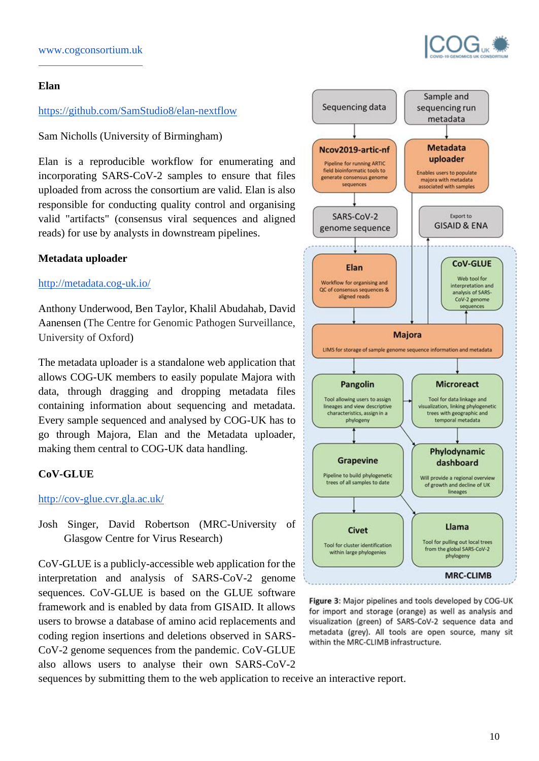### Elan

https://github.com/SamStudio8/elan-nextflow

Sam Nicholls (University of Birmingham)

Elan is a reproducible workflow for enumerating and incorporating SARS-CoV-2 samples to ensure that files uploaded from across the consortium are valid. Elan is also responsible for conducting quality control and organising valid "artifacts" (consensus viral sequences and aligned reads) for use by analysts in downstream pipelines.

### Metadata uploader

http://metadata.cog-uk.io/

Anthony Underwood, Ben Taylor, Khalil Abudahab, David Aanensen (The Centre for Genomic Pathogen Surveillance, University of Oxford)

The metadata uploader is a standalone web application that allows COG-UK members to easily populate Majora with data, through dragging and dropping metadata files containing information about sequencing and metadata. Every sample sequenced and analysed by COG-UK has to go through Majora, Elan and the Metadata uploader, making them central to COG-UK data handling.

### CoV-GLUE

http://cov-glue.cvr.gla.ac.uk/

Josh Singer, David Robertson (MRC-University of Glasgow Centre for Virus Research)

CoV-GLUE is a publicly-accessible web application for the interpretation and analysis of SARS-CoV-2 genome sequences. CoV-GLUE is based on the GLUE software framework and is enabled by data from GISAID. It allows users to browse a database of amino acid replacements and coding region insertions and deletions observed in SARS-CoV-2 genome sequences from the pandemic. CoV-GLUE also allows users to analyse their own SARS-CoV-2 sequences by submitting them to the web application to receive an interactive report.

**Figure 3:** Major pipelines and tools developed by COG-UK for import and storage (orange) as well as analysis and visualization (green) of SARS-CoV-2 sequence data and metadata (grey). All tools are open source, many sit within the MRC-CLIMB infrastructure.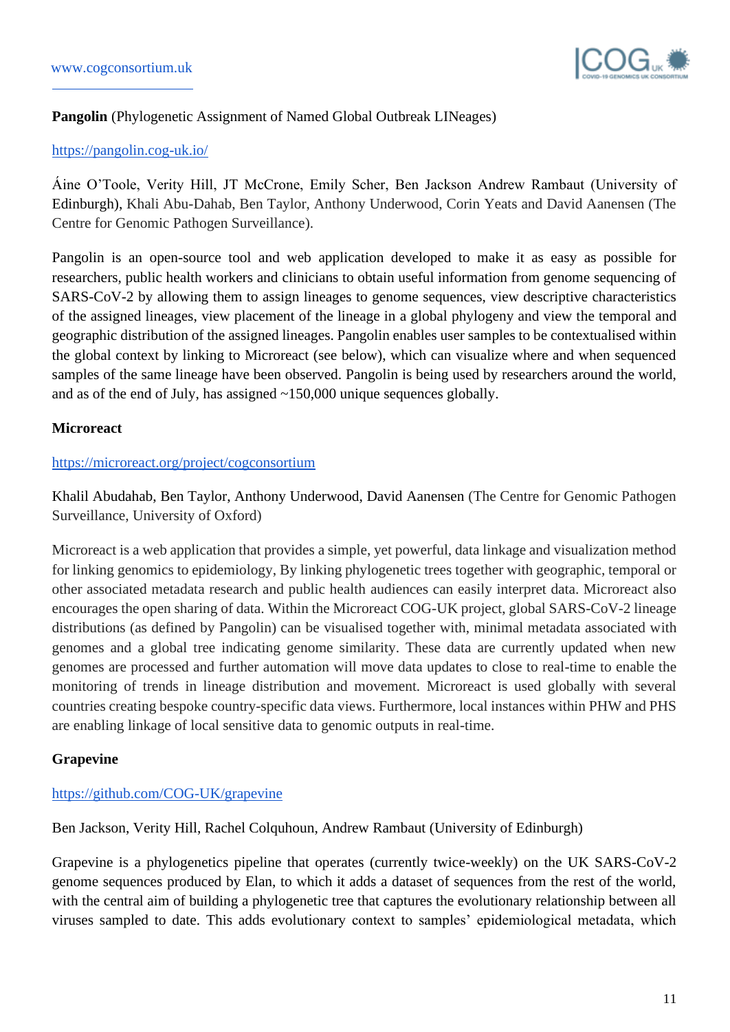**Pangolin** (Phylogenetic Assignment of Named Global Outbreak LINeages)

https://pangolin.cog-uk.io/

Áine O'Toole, Verity Hill, JT McCrone, Emily Scher, Ben Jackson Andrew Rambaut (University of Edinburgh), Khali Abu-Dahab, Ben Taylor, Anthony Underwood, Corin Yeats and David Aanensen (The Centre for Genomic Pathogen Surveillance).

Pangolin is an open-source tool and web application developed to make it as easy as possible for researchers, public health workers and clinicians to obtain useful information from genome sequencing of SARS-CoV-2 by allowing them to assign lineages to genome sequences, view descriptive characteristics of the assigned lineages, view placement of the lineage in a global phylogeny and view the temporal and geographic distribution of the assigned lineages. Pangolin enables user samples to be contextualised within the global context by linking to Microreact (see below), which can visualize where and when sequenced samples of the same lineage have been observed. Pangolin is being used by researchers around the world, and as of the end of July, has assigned ~150,000 unique sequences globally.

**Microreact**

https://microreact.org/project/cogconsortium

Khalil Abudahab, Ben Taylor, Anthony Underwood, David Aanensen (The Centre for Genomic Pathogen Surveillance, University of Oxford)

Microreact is a web application that provides a simple, yet powerful, data linkage and visualization method for linking genomics to epidemiology, By linking phylogenetic trees together with geographic, temporal or other associated metadata research and public health audiences can easily interpret data. Microreact also encourages the open sharing of data. Within the Microreact COG-UK project, global SARS-CoV-2 lineage distributions (as defined by Pangolin) can be visualised together with, minimal metadata associated with genomes and a global tree indicating genome similarity. These data are currently updated when new genomes are processed and further automation will move data updates to close to real-time to enable the monitoring of trends in lineage distribution and movement. Microreact is used globally with several countries creating bespoke country-specific data views. Furthermore, local instances within PHW and PHS are enabling linkage of local sensitive data to genomic outputs in real-time.

**Grapevine**

https://github.com/COG-UK/grapevine

Ben Jackson, Verity Hill, Rachel Colquhoun, Andrew Rambaut (University of Edinburgh)

Grapevine is a phylogenetics pipeline that operates (currently twice-weekly) on the UK SARS-CoV-2 genome sequences produced by Elan, to which it adds a dataset of sequences from the rest of the world, with the central aim of building a phylogenetic tree that captures the evolutionary relationship between all viruses sampled to date. This adds evolutionary context to samples' epidemiological metadata, which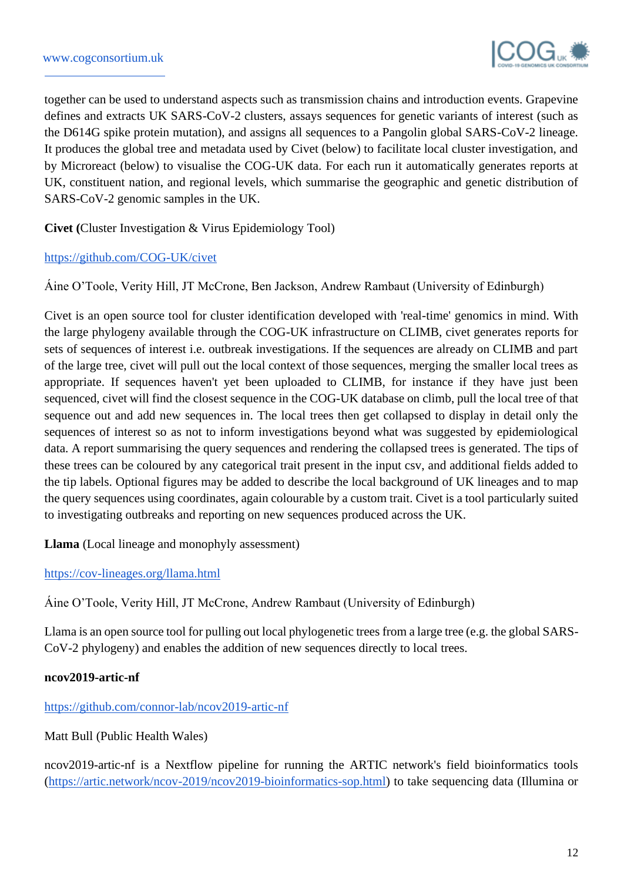together can be used to understand aspects such as transmission chains and introduction events. Grapevine defines and extracts UK SARS-CoV-2 clusters, assays sequences for genetic variants of interest (such as the D614G spike protein mutation), and assigns all sequences to a Pangolin global SARS-CoV-2 lineage. It produces the global tree and metadata used by Civet (below) to facilitate local cluster investigation, and by Microreact (below) to visualise the COG-UK data. For each run it automatically generates reports at UK, constituent nation, and regional levels, which summarise the geographic and genetic distribution of SARS-CoV-2 genomic samples in the UK.

**Civet (**Cluster Investigation & Virus Epidemiology Tool)

https://github.com/COG-UK/civet

Áine O'Toole, Verity Hill, JT McCrone, Ben Jackson, Andrew Rambaut (University of Edinburgh)

Civet is an open source tool for cluster identification developed with 'real-time' genomics in mind. With the large phylogeny available through the COG-UK infrastructure on CLIMB, civet generates reports for sets of sequences of interest i.e. outbreak investigations. If the sequences are already on CLIMB and part of the large tree, civet will pull out the local context of those sequences, merging the smaller local trees as appropriate. If sequences haven't yet been uploaded to CLIMB, for instance if they have just been sequenced, civet will find the closest sequence in the COG-UK database on climb, pull the local tree of that sequence out and add new sequences in. The local trees then get collapsed to display in detail only the sequences of interest so as not to inform investigations beyond what was suggested by epidemiological data. A report summarising the query sequences and rendering the collapsed trees is generated. The tips of these trees can be coloured by any categorical trait present in the input csv, and additional fields added to the tip labels. Optional figures may be added to describe the local background of UK lineages and to map the query sequences using coordinates, again colourable by a custom trait. Civet is a tool particularly suited to investigating outbreaks and reporting on new sequences produced across the UK.

**Llama** (Local lineage and monophyly assessment)

https://cov-lineages.org/llama.html

Áine O'Toole, Verity Hill, JT McCrone, Andrew Rambaut (University of Edinburgh)

Llama is an open source tool for pulling out local phylogenetic trees from a large tree (e.g. the global SARS-CoV-2 phylogeny) and enables the addition of new sequences directly to local trees.

**ncov2019-artic-nf**

https://github.com/connor-lab/ncov2019-artic-nf

Matt Bull (Public Health Wales)

ncov2019-artic-nf is a Nextflow pipeline for running the ARTIC network's field bioinformatics tools (https://artic.network/ncov-2019/ncov2019-bioinformatics-sop.html) to take sequencing data (Illumina or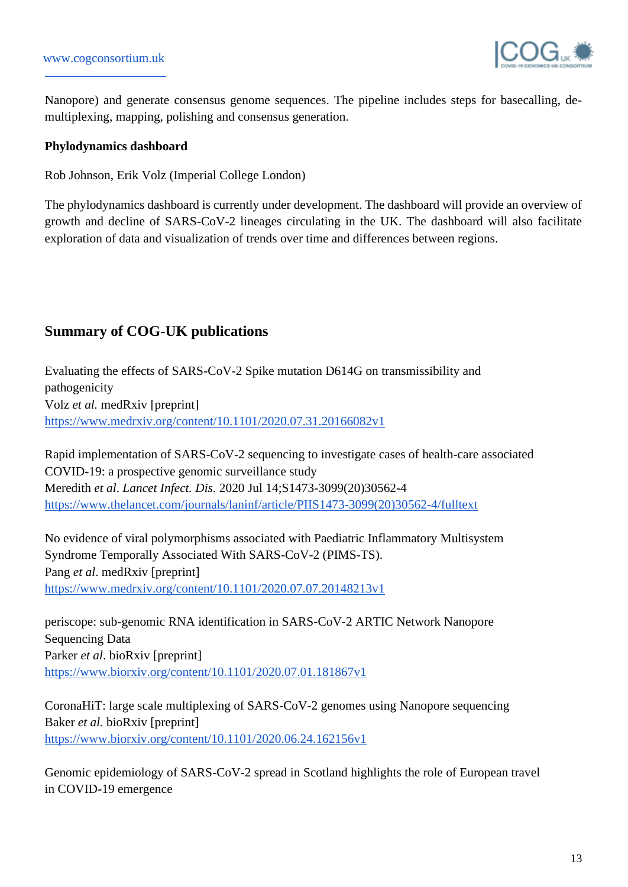Nanopore) and generate consensus genome sequences. The pipeline includes steps for basecalling, de-multiplexing, mapping, polishing and consensus generation.

**Phylodynamics dashboard**

Rob Johnson, Erik Volz (Imperial College London)

The phylodynamics dashboard is currently under development. The dashboard will provide an overview of growth and decline of SARS-CoV-2 lineages circulating in the UK. The dashboard will also facilitate exploration of data and visualization of trends over time and differences between regions.

## Summary of COG-UK publications

Evaluating the effects of SARS-CoV-2 Spike mutation D614G on transmissibility and pathogenicity
Volz *et al.* medRxiv [preprint]
https://www.medrxiv.org/content/10.1101/2020.07.31.20166082v1

Rapid implementation of SARS-CoV-2 sequencing to investigate cases of health-care associated COVID-19: a prospective genomic surveillance study
Meredith *et al*. *Lancet Infect. Dis*. 2020 Jul 14;S1473-3099(20)30562-4
https://www.thelancet.com/journals/laninf/article/PIIS1473-3099(20)30562-4/fulltext

No evidence of viral polymorphisms associated with Paediatric Inflammatory Multisystem Syndrome Temporally Associated With SARS-CoV-2 (PIMS-TS).
Pang *et al*. medRxiv [preprint]
https://www.medrxiv.org/content/10.1101/2020.07.07.20148213v1

periscope: sub-genomic RNA identification in SARS-CoV-2 ARTIC Network Nanopore Sequencing Data
Parker *et al*. bioRxiv [preprint]
https://www.biorxiv.org/content/10.1101/2020.07.01.181867v1

CoronaHiT: large scale multiplexing of SARS-CoV-2 genomes using Nanopore sequencing
Baker *et al.* bioRxiv [preprint]
https://www.biorxiv.org/content/10.1101/2020.06.24.162156v1

Genomic epidemiology of SARS-CoV-2 spread in Scotland highlights the role of European travel in COVID-19 emergence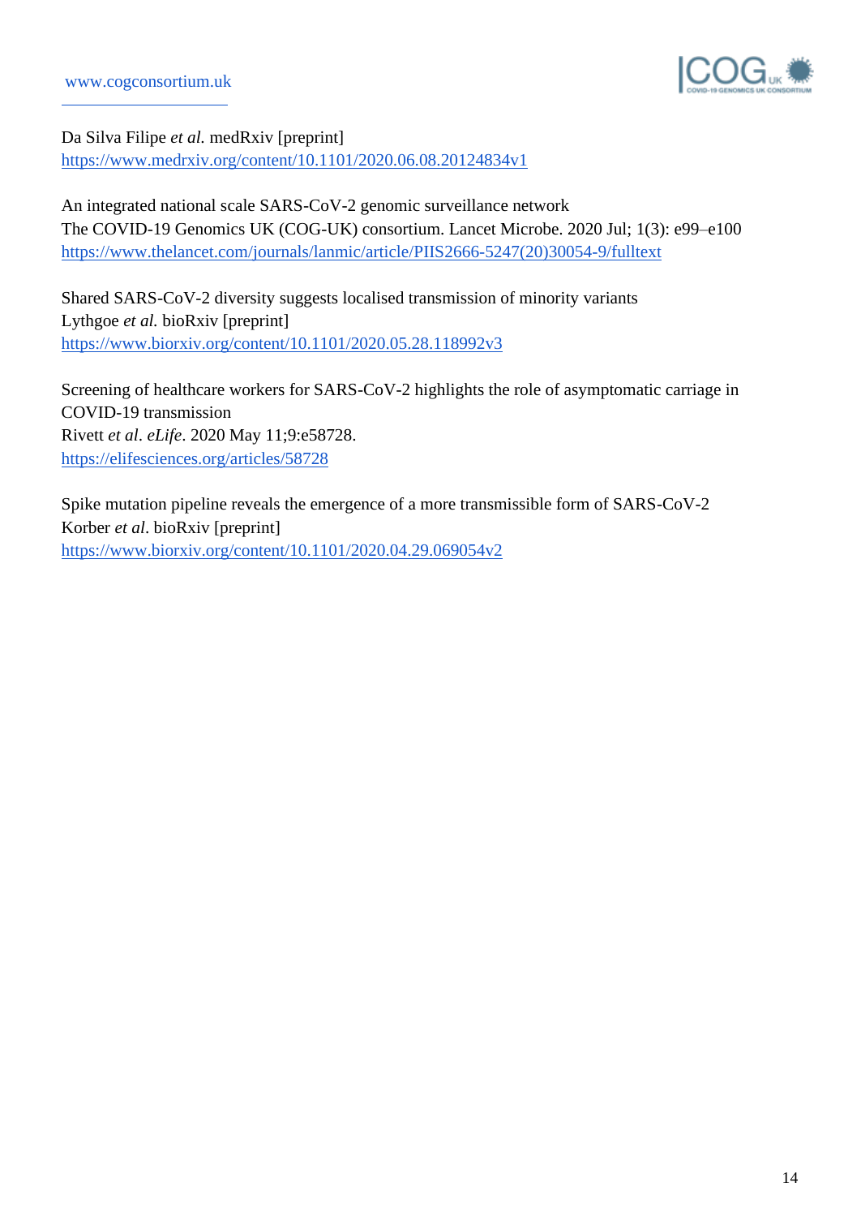Da Silva Filipe *et al.* medRxiv [preprint]
https://www.medrxiv.org/content/10.1101/2020.06.08.20124834v1

An integrated national scale SARS-CoV-2 genomic surveillance network
The COVID-19 Genomics UK (COG-UK) consortium. Lancet Microbe. 2020 Jul; 1(3): e99–e100
https://www.thelancet.com/journals/lanmic/article/PIIS2666-5247(20)30054-9/fulltext

Shared SARS-CoV-2 diversity suggests localised transmission of minority variants
Lythgoe *et al.* bioRxiv [preprint]
https://www.biorxiv.org/content/10.1101/2020.05.28.118992v3

Screening of healthcare workers for SARS-CoV-2 highlights the role of asymptomatic carriage in COVID-19 transmission
Rivett *et al*. *eLife*. 2020 May 11;9:e58728.
https://elifesciences.org/articles/58728

Spike mutation pipeline reveals the emergence of a more transmissible form of SARS-CoV-2
Korber *et al*. bioRxiv [preprint]
https://www.biorxiv.org/content/10.1101/2020.04.29.069054v2